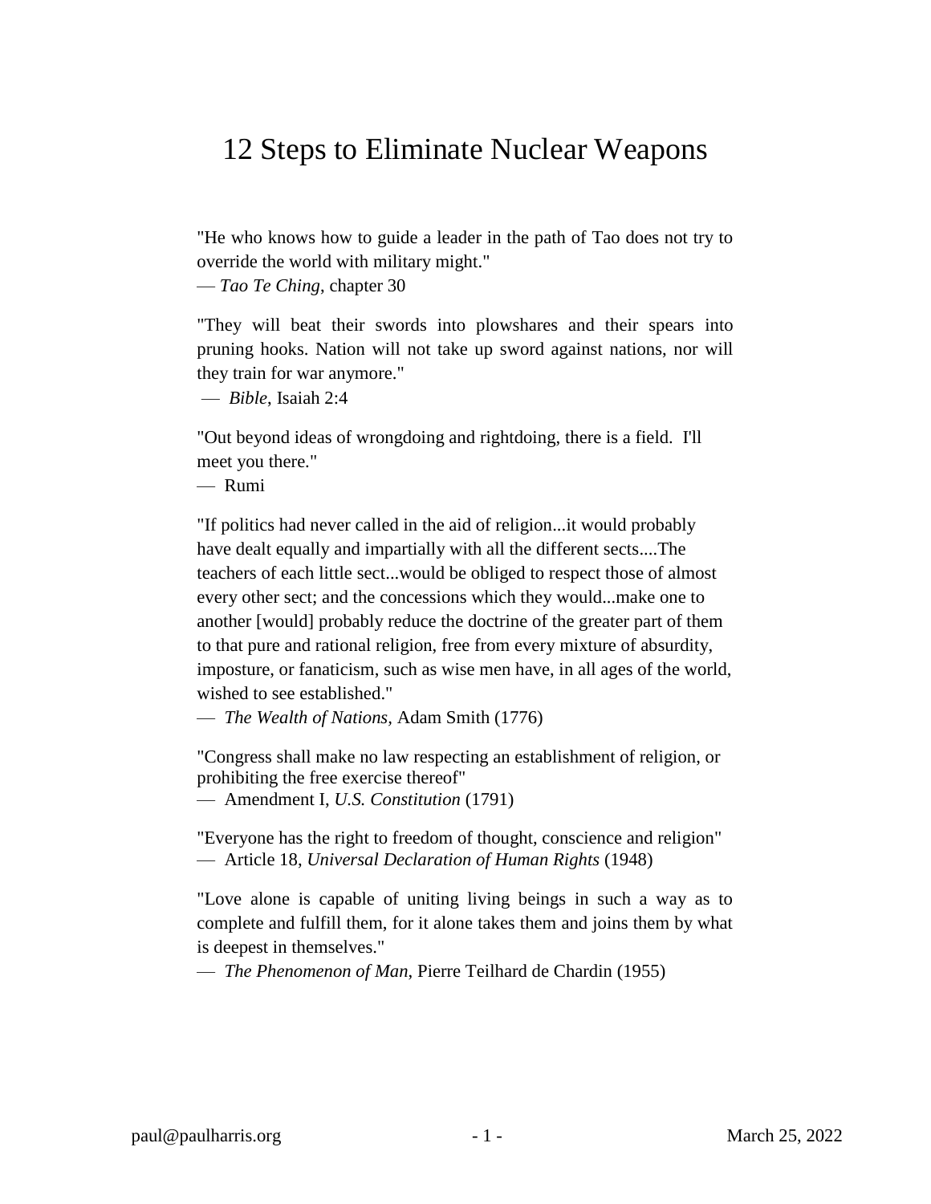# 12 Steps to Eliminate Nuclear Weapons

"He who knows how to guide a leader in the path of Tao does not try to override the world with military might."
— *Tao Te Ching*, chapter 30

"They will beat their swords into plowshares and their spears into pruning hooks. Nation will not take up sword against nations, nor will they train for war anymore."
— *Bible*, Isaiah 2:4

"Out beyond ideas of wrongdoing and rightdoing, there is a field. I'll meet you there."
— Rumi

"If politics had never called in the aid of religion...it would probably have dealt equally and impartially with all the different sects....The teachers of each little sect...would be obliged to respect those of almost every other sect; and the concessions which they would...make one to another [would] probably reduce the doctrine of the greater part of them to that pure and rational religion, free from every mixture of absurdity, imposture, or fanaticism, such as wise men have, in all ages of the world, wished to see established."
— *The Wealth of Nations*, Adam Smith (1776)

"Congress shall make no law respecting an establishment of religion, or prohibiting the free exercise thereof"
— Amendment I, *U.S. Constitution* (1791)

"Everyone has the right to freedom of thought, conscience and religion"
— Article 18, *Universal Declaration of Human Rights* (1948)

"Love alone is capable of uniting living beings in such a way as to complete and fulfill them, for it alone takes them and joins them by what is deepest in themselves."
— *The Phenomenon of Man*, Pierre Teilhard de Chardin (1955)

paul@paulharris.org March 25, 2022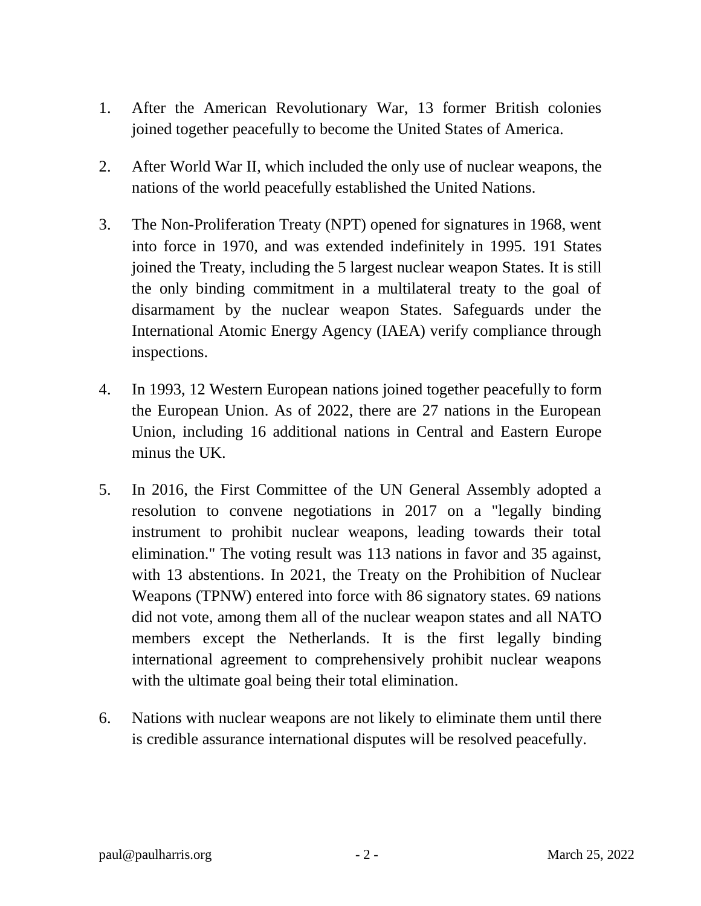1. After the American Revolutionary War, 13 former British colonies joined together peacefully to become the United States of America.

2. After World War II, which included the only use of nuclear weapons, the nations of the world peacefully established the United Nations.

3. The Non-Proliferation Treaty (NPT) opened for signatures in 1968, went into force in 1970, and was extended indefinitely in 1995. 191 States joined the Treaty, including the 5 largest nuclear weapon States. It is still the only binding commitment in a multilateral treaty to the goal of disarmament by the nuclear weapon States. Safeguards under the International Atomic Energy Agency (IAEA) verify compliance through inspections.

4. In 1993, 12 Western European nations joined together peacefully to form the European Union. As of 2022, there are 27 nations in the European Union, including 16 additional nations in Central and Eastern Europe minus the UK.

5. In 2016, the First Committee of the UN General Assembly adopted a resolution to convene negotiations in 2017 on a "legally binding instrument to prohibit nuclear weapons, leading towards their total elimination." The voting result was 113 nations in favor and 35 against, with 13 abstentions. In 2021, the Treaty on the Prohibition of Nuclear Weapons (TPNW) entered into force with 86 signatory states. 69 nations did not vote, among them all of the nuclear weapon states and all NATO members except the Netherlands. It is the first legally binding international agreement to comprehensively prohibit nuclear weapons with the ultimate goal being their total elimination.

6. Nations with nuclear weapons are not likely to eliminate them until there is credible assurance international disputes will be resolved peacefully.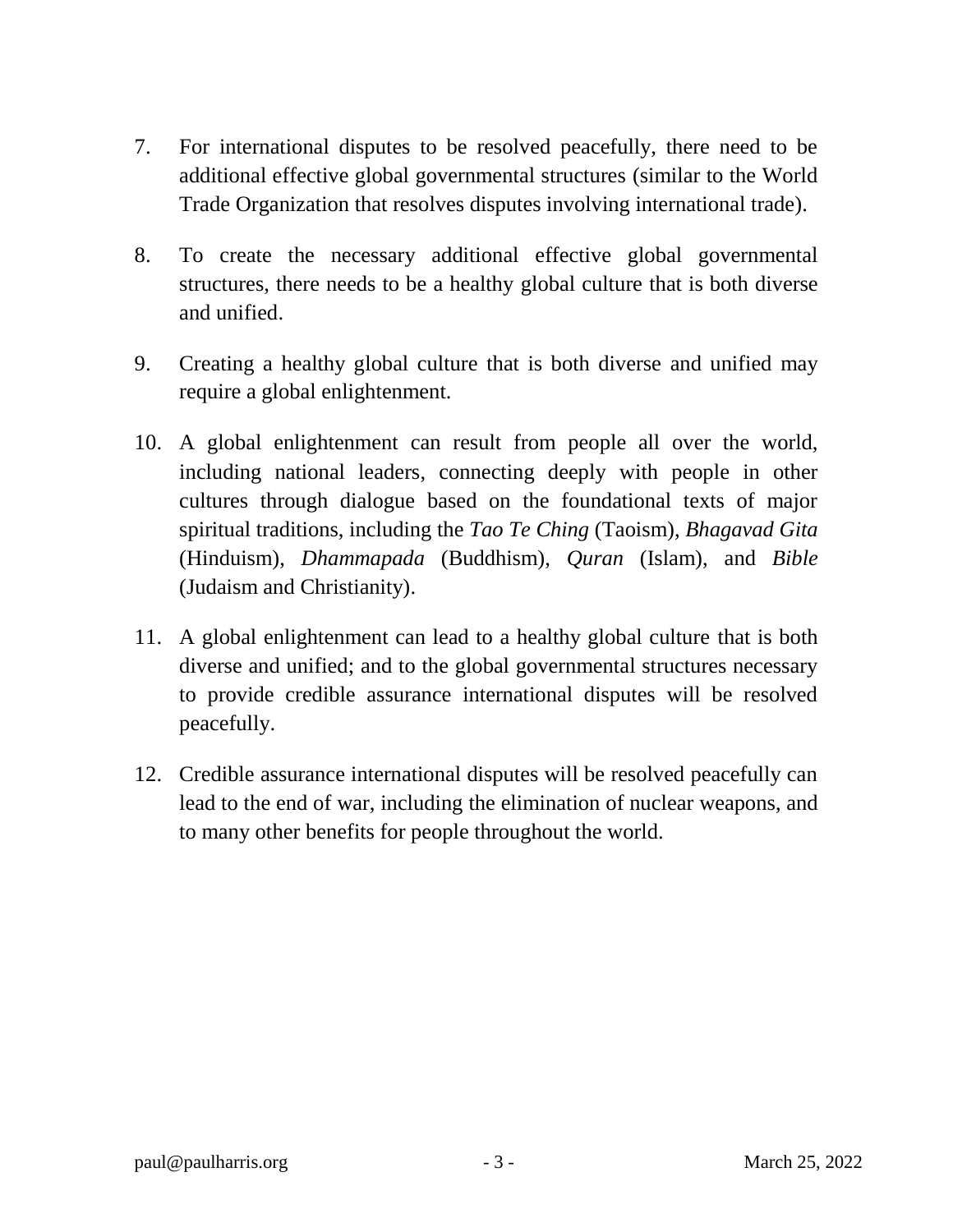7. For international disputes to be resolved peacefully, there need to be additional effective global governmental structures (similar to the World Trade Organization that resolves disputes involving international trade).

8. To create the necessary additional effective global governmental structures, there needs to be a healthy global culture that is both diverse and unified.

9. Creating a healthy global culture that is both diverse and unified may require a global enlightenment.

10. A global enlightenment can result from people all over the world, including national leaders, connecting deeply with people in other cultures through dialogue based on the foundational texts of major spiritual traditions, including the *Tao Te Ching* (Taoism), *Bhagavad Gita* (Hinduism), *Dhammapada* (Buddhism), *Quran* (Islam), and *Bible* (Judaism and Christianity).

11. A global enlightenment can lead to a healthy global culture that is both diverse and unified; and to the global governmental structures necessary to provide credible assurance international disputes will be resolved peacefully.

12. Credible assurance international disputes will be resolved peacefully can lead to the end of war, including the elimination of nuclear weapons, and to many other benefits for people throughout the world.